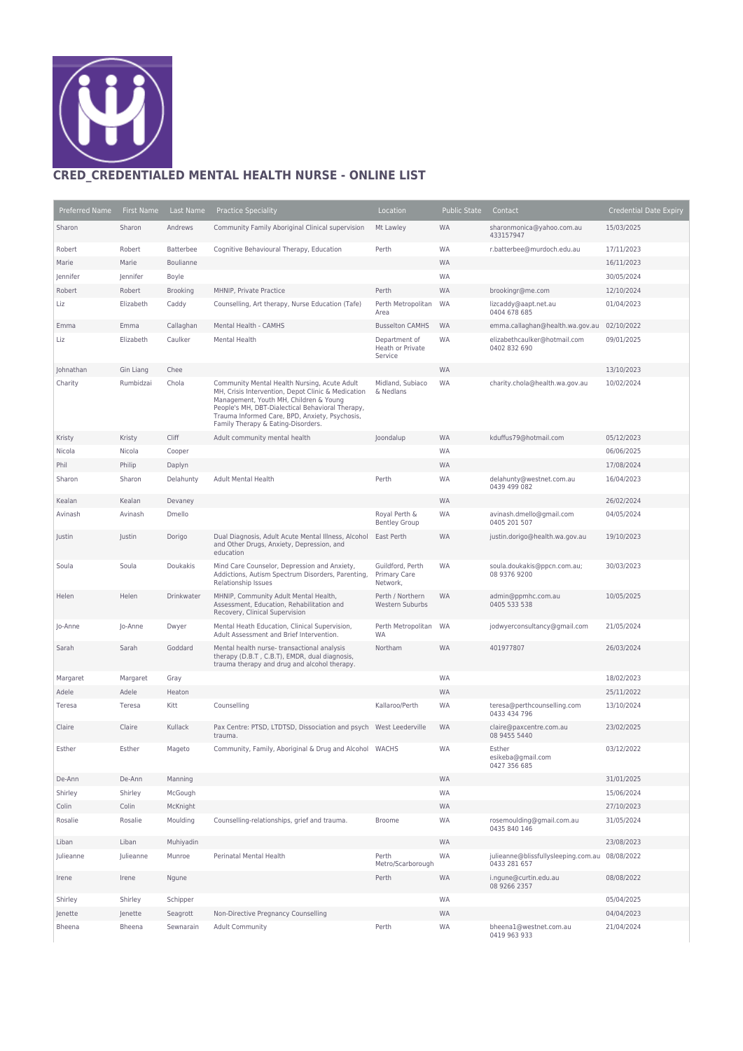# CRED_CREDENTIALED MENTAL HEALTH NURSE - ONLINE LIST

| Preferred Name | First Name | Last Name | Practice Speciality | Location | Public State | Contact | Credential Date Expiry |
|---|---|---|---|---|---|---|---|
| Sharon | Sharon | Andrews | Community Family Aboriginal Clinical supervision | Mt Lawley | WA | sharonmonica@yahoo.com.au 433157947 | 15/03/2025 |
| Robert | Robert | Batterbee | Cognitive Behavioural Therapy, Education | Perth | WA | r.batterbee@murdoch.edu.au | 17/11/2023 |
| Marie | Marie | Boulianne | | | WA | | 16/11/2023 |
| Jennifer | Jennifer | Boyle | | | WA | | 30/05/2024 |
| Robert | Robert | Brooking | MHNIP, Private Practice | Perth | WA | brookingr@me.com | 12/10/2024 |
| Liz | Elizabeth | Caddy | Counselling, Art therapy, Nurse Education (Tafe) | Perth Metropolitan Area | WA | lizcaddy@aapt.net.au 0404 678 685 | 01/04/2023 |
| Emma | Emma | Callaghan | Mental Health - CAMHS | Busselton CAMHS | WA | emma.callaghan@health.wa.gov.au | 02/10/2022 |
| Liz | Elizabeth | Caulker | Mental Health | Department of Heath or Private Service | WA | elizabethcaulker@hotmail.com 0402 832 690 | 09/01/2025 |
| Johnathan | Gin Liang | Chee | | | WA | | 13/10/2023 |
| Charity | Rumbidzai | Chola | Community Mental Health Nursing, Acute Adult MH, Crisis Intervention, Depot Clinic & Medication Management, Youth MH, Children & Young People's MH, DBT-Dialectical Behavioral Therapy, Trauma Informed Care, BPD, Anxiety, Psychosis, Family Therapy & Eating-Disorders. | Midland, Subiaco & Nedlands | WA | charity.chola@health.wa.gov.au | 10/02/2024 |
| Kristy | Kristy | Cliff | Adult community mental health | Joondalup | WA | kduffus79@hotmail.com | 05/12/2023 |
| Nicola | Nicola | Cooper | | | WA | | 06/06/2025 |
| Phil | Philip | Daplyn | | | WA | | 17/08/2024 |
| Sharon | Sharon | Delahunty | Adult Mental Health | Perth | WA | delahunty@westnet.com.au 0439 499 082 | 16/04/2023 |
| Kealan | Kealan | Devaney | | | WA | | 26/02/2024 |
| Avinash | Avinash | Dmello | | Royal Perth & Bentley Group | WA | avinash.dmello@gmail.com 0405 201 507 | 04/05/2024 |
| Justin | Justin | Dorigo | Dual Diagnosis, Adult Acute Mental Illness, Alcohol and Other Drugs, Anxiety, Depression, and education | East Perth | WA | justin.dorigo@health.wa.gov.au | 19/10/2023 |
| Soula | Soula | Doukakis | Mind Care Counselor, Depression and Anxiety, Addictions, Autism Spectrum Disorders, Parenting, Relationship Issues | Guildford, Perth Primary Care Network, | WA | soula.doukakis@ppcn.com.au; 08 9376 9200 | 30/03/2023 |
| Helen | Helen | Drinkwater | MHNIP, Community Adult Mental Health, Assessment, Education, Rehabilitation and Recovery, Clinical Supervision | Perth / Northern Western Suburbs | WA | admin@ppmhc.com.au 0405 533 538 | 10/05/2025 |
| Jo-Anne | Jo-Anne | Dwyer | Mental Heath Education, Clinical Supervision, Adult Assessment and Brief Intervention. | Perth Metropolitan WA | WA | jodwyerconsultancy@gmail.com | 21/05/2024 |
| Sarah | Sarah | Goddard | Mental health nurse- transactional analysis therapy (D.B.T , C.B.T), EMDR, dual diagnosis, trauma therapy and drug and alcohol therapy. | Northam | WA | 401977807 | 26/03/2024 |
| Margaret | Margaret | Gray | | | WA | | 18/02/2023 |
| Adele | Adele | Heaton | | | WA | | 25/11/2022 |
| Teresa | Teresa | Kitt | Counselling | Kallaroo/Perth | WA | teresa@perthcounselling.com 0433 434 796 | 13/10/2024 |
| Claire | Claire | Kullack | Pax Centre: PTSD, LTDTSD, Dissociation and psych trauma. | West Leederville | WA | claire@paxcentre.com.au 08 9455 5440 | 23/02/2025 |
| Esther | Esther | Mageto | Community, Family, Aboriginal & Drug and Alcohol | WACHS | WA | Esther esikeba@gmail.com 0427 356 685 | 03/12/2022 |
| De-Ann | De-Ann | Manning | | | WA | | 31/01/2025 |
| Shirley | Shirley | McGough | | | WA | | 15/06/2024 |
| Colin | Colin | McKnight | | | WA | | 27/10/2023 |
| Rosalie | Rosalie | Moulding | Counselling-relationships, grief and trauma. | Broome | WA | rosemoulding@gmail.com.au 0435 840 146 | 31/05/2024 |
| Liban | Liban | Muhiyadin | | | WA | | 23/08/2023 |
| Julieanne | Julieanne | Munroe | Perinatal Mental Health | Perth Metro/Scarborough | WA | julieanne@blissfullysleeping.com.au 0433 281 657 | 08/08/2022 |
| Irene | Irene | Ngune | | Perth | WA | i.ngune@curtin.edu.au 08 9266 2357 | 08/08/2022 |
| Shirley | Shirley | Schipper | | | WA | | 05/04/2025 |
| Jenette | Jenette | Seagrott | Non-Directive Pregnancy Counselling | | WA | | 04/04/2023 |
| Bheena | Bheena | Sewnarain | Adult Community | Perth | WA | bheena1@westnet.com.au 0419 963 933 | 21/04/2024 |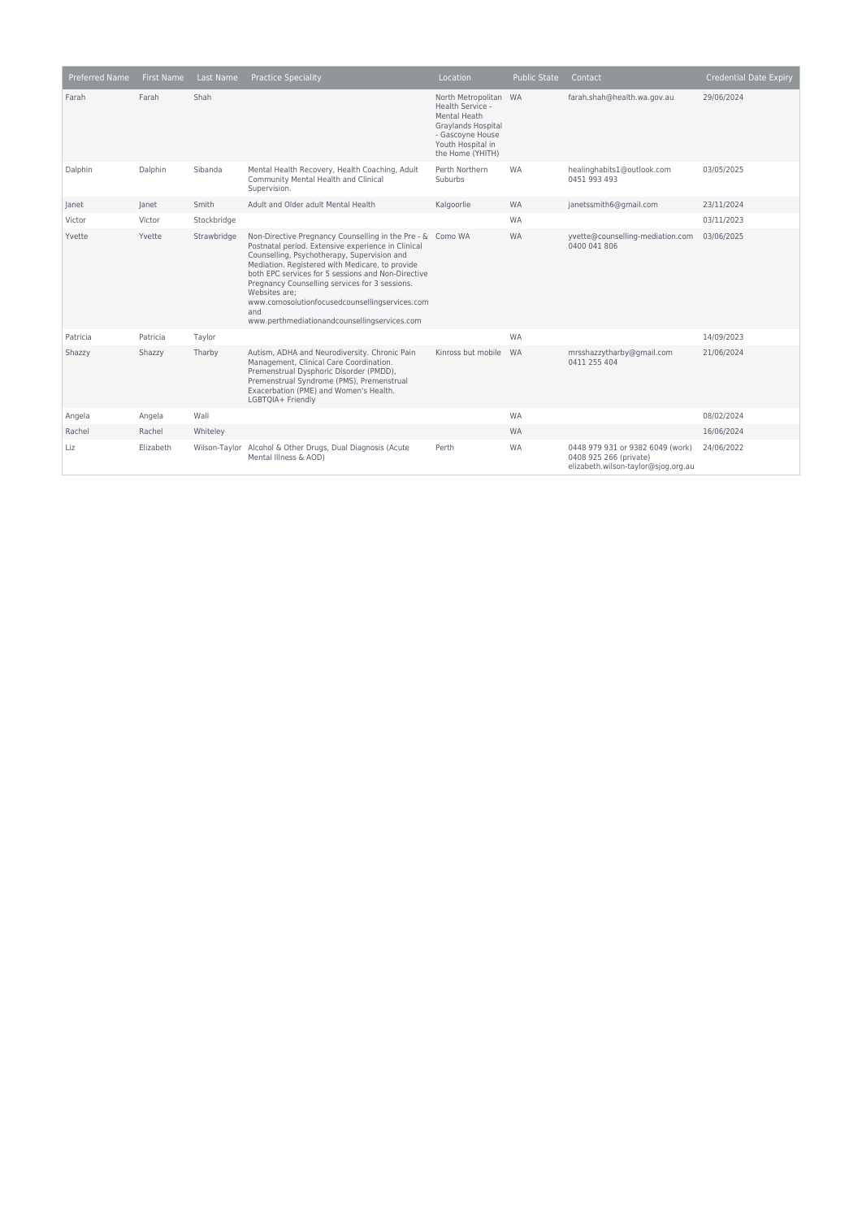| Preferred Name | First Name | Last Name | Practice Speciality | Location | Public State | Contact | Credential Date Expiry |
|---|---|---|---|---|---|---|---|
| Farah | Farah | Shah | | North Metropolitan Health Service - Mental Heath Graylands Hospital - Gascoyne House Youth Hospital in the Home (YHITH) | WA | farah.shah@health.wa.gov.au | 29/06/2024 |
| Dalphin | Dalphin | Sibanda | Mental Health Recovery, Health Coaching, Adult Community Mental Health and Clinical Supervision. | Perth Northern Suburbs | WA | healinghabits1@outlook.com 0451 993 493 | 03/05/2025 |
| Janet | Janet | Smith | Adult and Older adult Mental Health | Kalgoorlie | WA | janetssmith6@gmail.com | 23/11/2024 |
| Victor | Victor | Stockbridge | | | WA | | 03/11/2023 |
| Yvette | Yvette | Strawbridge | Non-Directive Pregnancy Counselling in the Pre - & Postnatal period. Extensive experience in Clinical Counselling, Psychotherapy, Supervision and Mediation. Registered with Medicare, to provide both EPC services for 5 sessions and Non-Directive Pregnancy Counselling services for 3 sessions. Websites are; www.comosolutionfocusedcounsellingservices.com and www.perthmediationandcounsellingservices.com | Como WA | WA | yvette@counselling-mediation.com 0400 041 806 | 03/06/2025 |
| Patricia | Patricia | Taylor | | | WA | | 14/09/2023 |
| Shazzy | Shazzy | Tharby | Autism, ADHA and Neurodiversity. Chronic Pain Management, Clinical Care Coordination. Premenstrual Dysphoric Disorder (PMDD), Premenstrual Syndrome (PMS), Premenstrual Exacerbation (PME) and Women's Health. LGBTQIA+ Friendly | Kinross but mobile | WA | mrsshazzytharby@gmail.com 0411 255 404 | 21/06/2024 |
| Angela | Angela | Wall | | | WA | | 08/02/2024 |
| Rachel | Rachel | Whiteley | | | WA | | 16/06/2024 |
| Liz | Elizabeth | Wilson-Taylor | Alcohol & Other Drugs, Dual Diagnosis (Acute Mental Illness & AOD) | Perth | WA | 0448 979 931 or 9382 6049 (work) 0408 925 266 (private) elizabeth.wilson-taylor@sjog.org.au | 24/06/2022 |